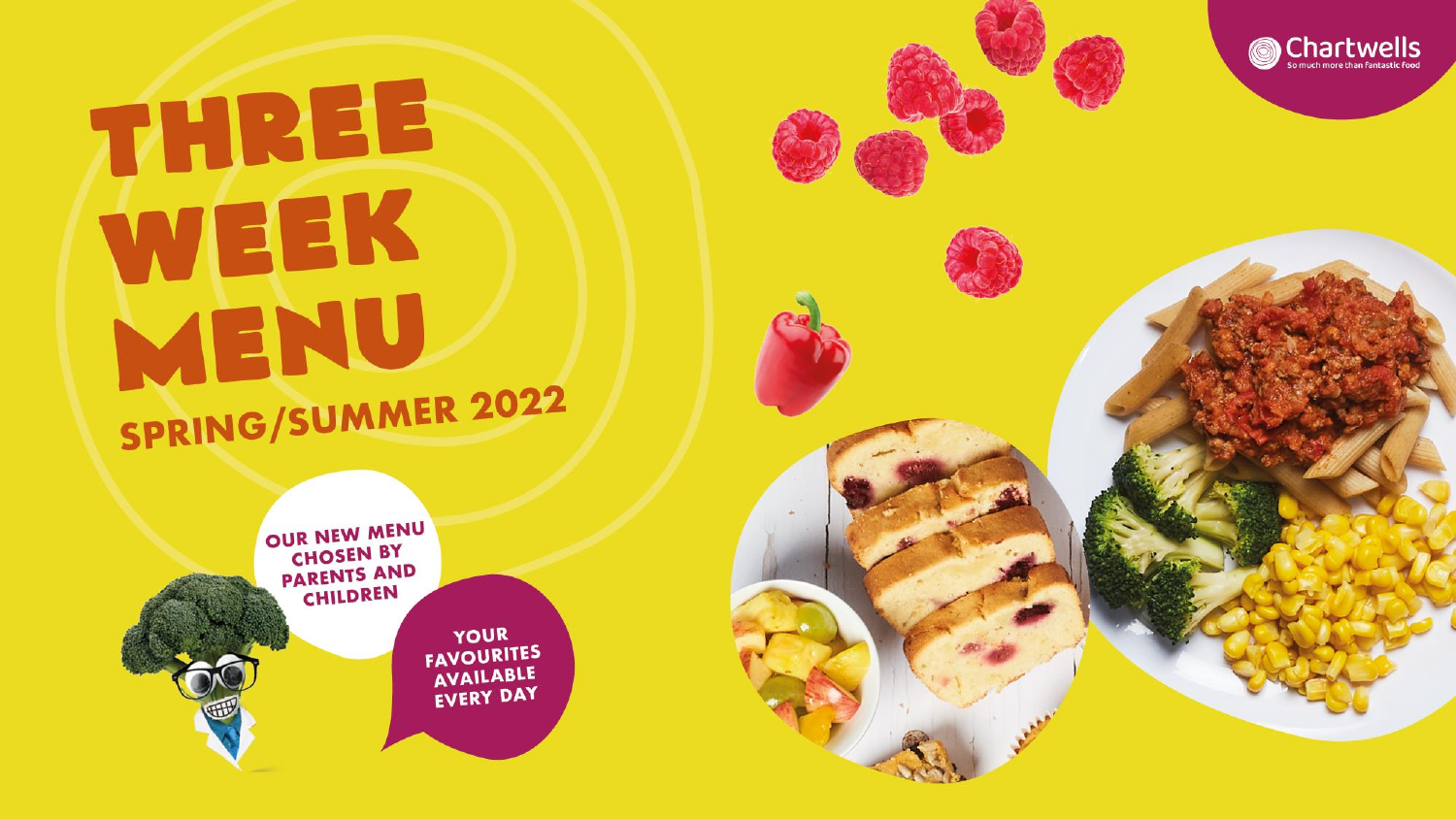# THREE WEEK MENU

## SPRING/SUMMER 2022

OUR NEW MENU CHOSEN BY PARENTS AND CHILDREN

YOUR FAVOURITES AVAILABLE EVERY DAY

Chartwells
So much more than fantastic food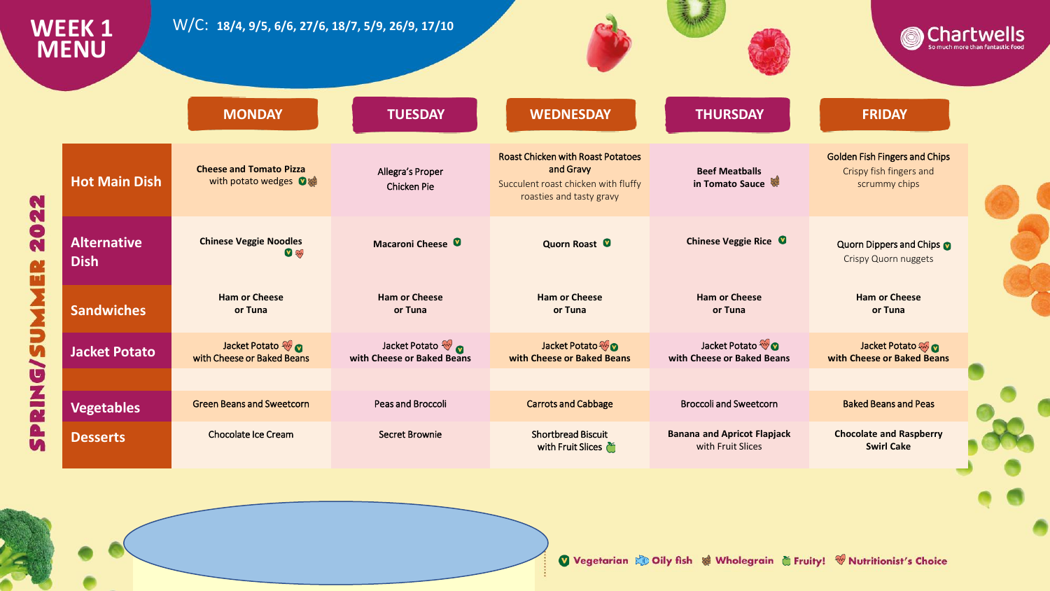# WEEK 1 MENU

W/C: **18/4, 9/5, 6/6, 27/6, 18/7, 5/9, 26/9, 17/10**

Chartwells — So much more than fantastic food

SPRING/SUMMER 2022

| | MONDAY | TUESDAY | WEDNESDAY | THURSDAY | FRIDAY |
|---|---|---|---|---|---|
| **Hot Main Dish** | **Cheese and Tomato Pizza** with potato wedges (Vegetarian, Wholegrain) | Allegra's Proper Chicken Pie | Roast Chicken with Roast Potatoes and Gravy Succulent roast chicken with fluffy roasties and tasty gravy | **Beef Meatballs in Tomato Sauce** (Wholegrain) | Golden Fish Fingers and Chips Crispy fish fingers and scrummy chips |
| **Alternative Dish** | **Chinese Veggie Noodles** (Vegetarian, Nutritionist's Choice) | **Macaroni Cheese** (Vegetarian) | **Quorn Roast** (Vegetarian) | **Chinese Veggie Rice** (Vegetarian) | Quorn Dippers and Chips (Vegetarian) Crispy Quorn nuggets |
| **Sandwiches** | **Ham or Cheese or Tuna** | **Ham or Cheese or Tuna** | **Ham or Cheese or Tuna** | **Ham or Cheese or Tuna** | **Ham or Cheese or Tuna** |
| **Jacket Potato** | Jacket Potato (Nutritionist's Choice, Vegetarian) **with Cheese or Baked Beans** | Jacket Potato (Nutritionist's Choice, Vegetarian) **with Cheese or Baked Beans** | Jacket Potato (Nutritionist's Choice, Vegetarian) **with Cheese or Baked Beans** | Jacket Potato (Nutritionist's Choice, Vegetarian) **with Cheese or Baked Beans** | Jacket Potato (Nutritionist's Choice, Vegetarian) **with Cheese or Baked Beans** |
| | | | | | |
| **Vegetables** | Green Beans and Sweetcorn | Peas and Broccoli | Carrots and Cabbage | Broccoli and Sweetcorn | Baked Beans and Peas |
| **Desserts** | Chocolate Ice Cream | Secret Brownie | Shortbread Biscuit with Fruit Slices (Fruity!) | **Banana and Apricot Flapjack** with Fruit Slices | **Chocolate and Raspberry Swirl Cake** |

Key: Vegetarian | Oily fish | Wholegrain | Fruity! | Nutritionist's Choice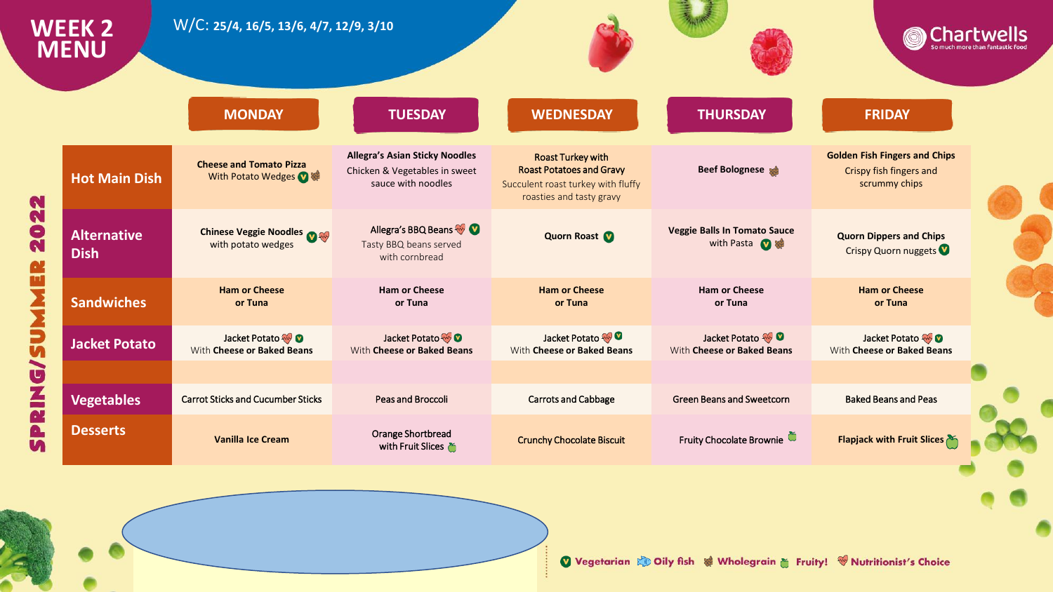# WEEK 2 MENU

W/C: 25/4, 16/5, 13/6, 4/7, 12/9, 3/10

SPRING/SUMMER 2022

| | MONDAY | TUESDAY | WEDNESDAY | THURSDAY | FRIDAY |
|---|---|---|---|---|---|
| **Hot Main Dish** | **Cheese and Tomato Pizza** With Potato Wedges (Vegetarian, Wholegrain) | **Allegra's Asian Sticky Noodles** Chicken & Vegetables in sweet sauce with noodles | **Roast Turkey with Roast Potatoes and Gravy** Succulent roast turkey with fluffy roasties and tasty gravy | **Beef Bolognese** (Wholegrain) | **Golden Fish Fingers and Chips** Crispy fish fingers and scrummy chips |
| **Alternative Dish** | **Chinese Veggie Noodles** with potato wedges (Vegetarian, Nutritionist's Choice) | **Allegra's BBQ Beans** (Nutritionist's Choice, Vegetarian) Tasty BBQ beans served with cornbread | **Quorn Roast** (Vegetarian) | **Veggie Balls In Tomato Sauce** with Pasta (Vegetarian, Wholegrain) | **Quorn Dippers and Chips** Crispy Quorn nuggets (Vegetarian) |
| **Sandwiches** | **Ham or Cheese or Tuna** | **Ham or Cheese or Tuna** | **Ham or Cheese or Tuna** | **Ham or Cheese or Tuna** | **Ham or Cheese or Tuna** |
| **Jacket Potato** | Jacket Potato (Nutritionist's Choice, Vegetarian) With **Cheese or Baked Beans** | Jacket Potato (Nutritionist's Choice, Vegetarian) With **Cheese or Baked Beans** | Jacket Potato (Nutritionist's Choice, Vegetarian) With **Cheese or Baked Beans** | Jacket Potato (Nutritionist's Choice, Vegetarian) With **Cheese or Baked Beans** | Jacket Potato (Nutritionist's Choice, Vegetarian) With **Cheese or Baked Beans** |
| | | | | | |
| **Vegetables** | Carrot Sticks and Cucumber Sticks | Peas and Broccoli | Carrots and Cabbage | Green Beans and Sweetcorn | Baked Beans and Peas |
| **Desserts** | Vanilla Ice Cream | Orange Shortbread with Fruit Slices (Fruity!) | Crunchy Chocolate Biscuit | Fruity Chocolate Brownie (Fruity!) | Flapjack with Fruit Slices (Fruity!) |

Vegetarian | Oily fish | Wholegrain | Fruity! | Nutritionist's Choice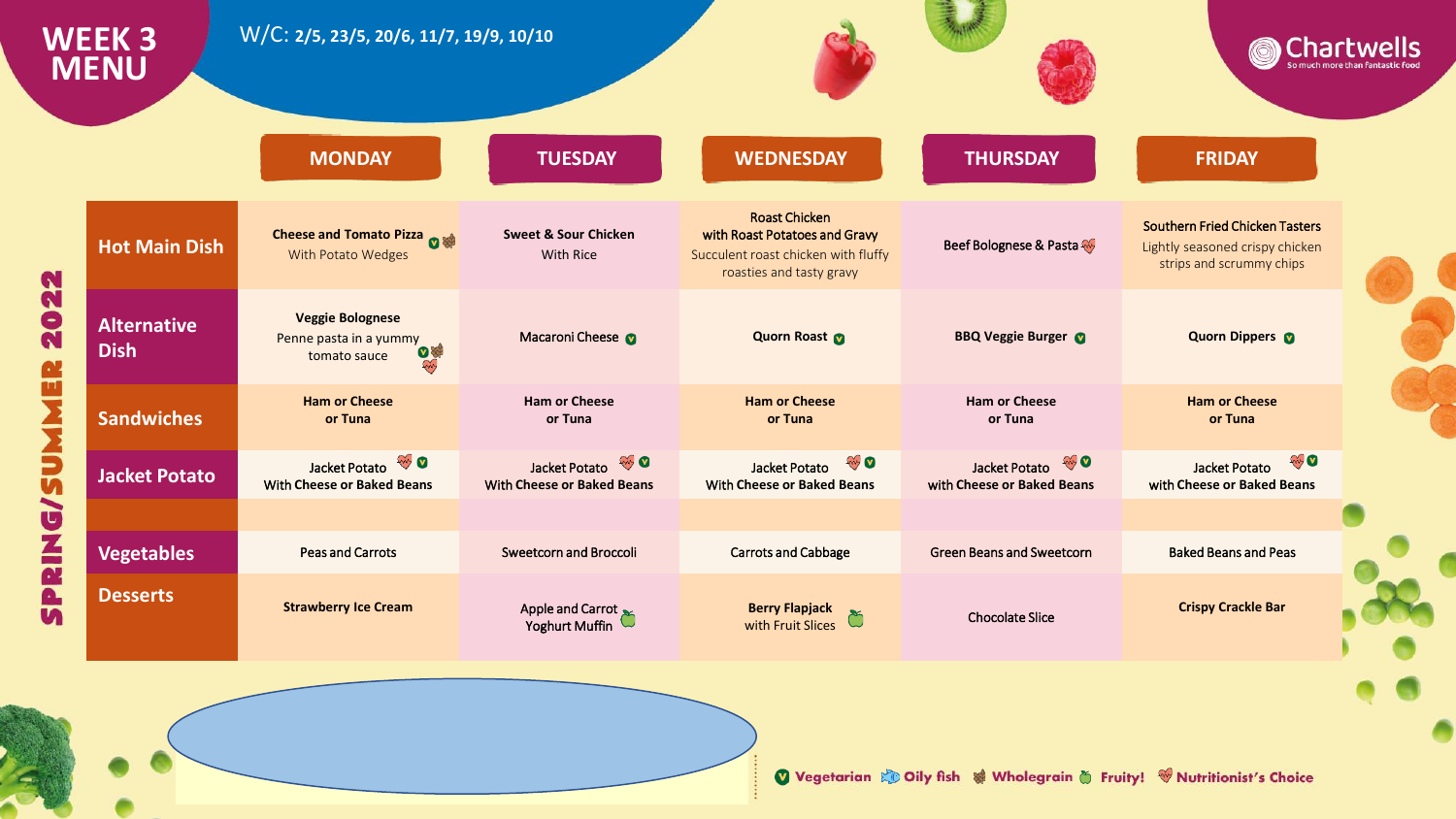# WEEK 3 MENU

W/C: **2/5, 23/5, 20/6, 11/7, 19/9, 10/10**

Chartwells
So much more than fantastic food

SPRING/SUMMER 2022

| | MONDAY | TUESDAY | WEDNESDAY | THURSDAY | FRIDAY |
|---|---|---|---|---|---|
| **Hot Main Dish** | **Cheese and Tomato Pizza** (Vegetarian, Wholegrain) With Potato Wedges | **Sweet & Sour Chicken** With Rice | **Roast Chicken with Roast Potatoes and Gravy** Succulent roast chicken with fluffy roasties and tasty gravy | **Beef Bolognese & Pasta** (Nutritionist's Choice) | **Southern Fried Chicken Tasters** Lightly seasoned crispy chicken strips and scrummy chips |
| **Alternative Dish** | **Veggie Bolognese** Penne pasta in a yummy tomato sauce (Vegetarian, Wholegrain, Nutritionist's Choice) | Macaroni Cheese (Vegetarian) | **Quorn Roast** (Vegetarian) | **BBQ Veggie Burger** (Vegetarian) | **Quorn Dippers** (Vegetarian) |
| **Sandwiches** | **Ham or Cheese or Tuna** | **Ham or Cheese or Tuna** | **Ham or Cheese or Tuna** | **Ham or Cheese or Tuna** | **Ham or Cheese or Tuna** |
| **Jacket Potato** | Jacket Potato (Nutritionist's Choice, Vegetarian) With Cheese or Baked Beans | Jacket Potato (Nutritionist's Choice, Vegetarian) With Cheese or Baked Beans | Jacket Potato (Nutritionist's Choice, Vegetarian) With Cheese or Baked Beans | Jacket Potato (Nutritionist's Choice, Vegetarian) with Cheese or Baked Beans | Jacket Potato (Nutritionist's Choice, Vegetarian) with Cheese or Baked Beans |
| | | | | | |
| **Vegetables** | Peas and Carrots | Sweetcorn and Broccoli | Carrots and Cabbage | Green Beans and Sweetcorn | Baked Beans and Peas |
| **Desserts** | **Strawberry Ice Cream** | Apple and Carrot Yoghurt Muffin (Fruity!) | **Berry Flapjack** with Fruit Slices (Fruity!) | Chocolate Slice | **Crispy Crackle Bar** |

Vegetarian | Oily fish | Wholegrain | Fruity! | Nutritionist's Choice